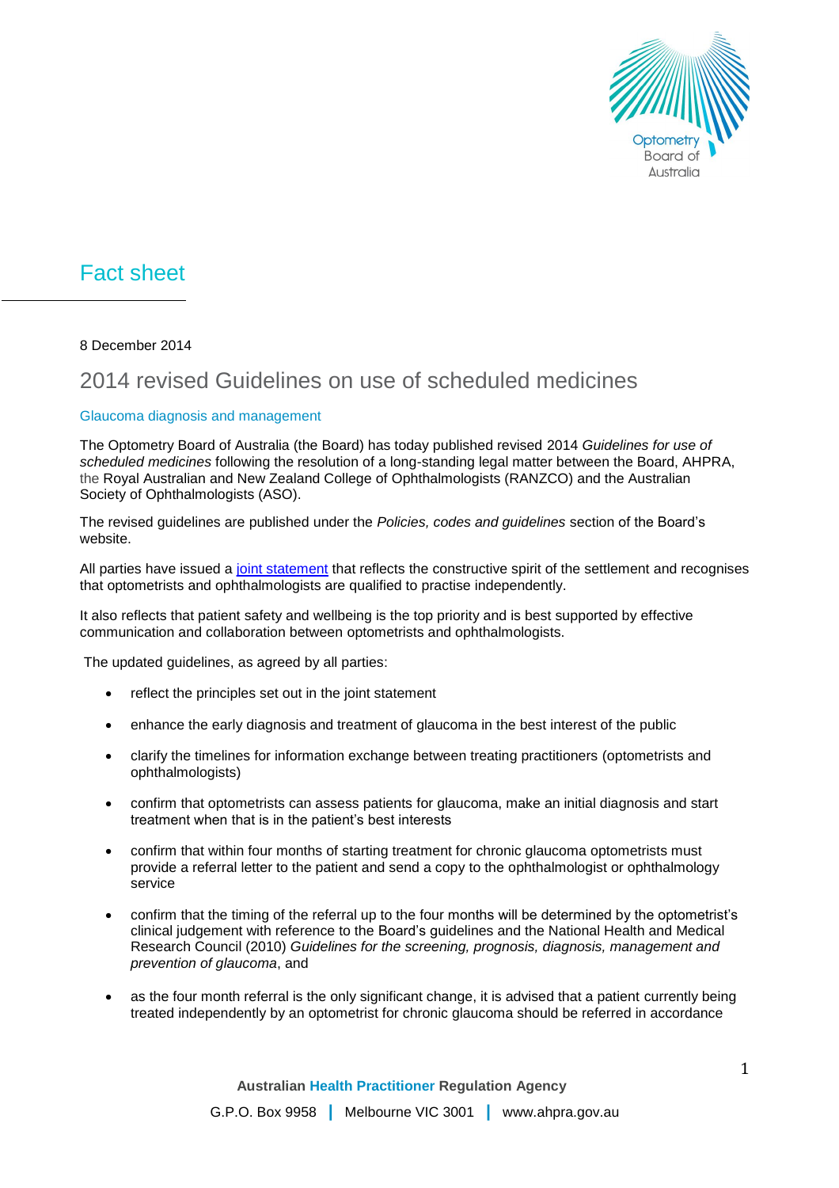# Fact sheet

8 December 2014

## 2014 revised Guidelines on use of scheduled medicines

### Glaucoma diagnosis and management

The Optometry Board of Australia (the Board) has today published revised 2014 *Guidelines for use of scheduled medicines* following the resolution of a long-standing legal matter between the Board, AHPRA, the Royal Australian and New Zealand College of Ophthalmologists (RANZCO) and the Australian Society of Ophthalmologists (ASO).

The revised guidelines are published under the *Policies, codes and guidelines* section of the Board's website.

All parties have issued a joint statement that reflects the constructive spirit of the settlement and recognises that optometrists and ophthalmologists are qualified to practise independently.

It also reflects that patient safety and wellbeing is the top priority and is best supported by effective communication and collaboration between optometrists and ophthalmologists.

The updated guidelines, as agreed by all parties:

- reflect the principles set out in the joint statement
- enhance the early diagnosis and treatment of glaucoma in the best interest of the public
- clarify the timelines for information exchange between treating practitioners (optometrists and ophthalmologists)
- confirm that optometrists can assess patients for glaucoma, make an initial diagnosis and start treatment when that is in the patient's best interests
- confirm that within four months of starting treatment for chronic glaucoma optometrists must provide a referral letter to the patient and send a copy to the ophthalmologist or ophthalmology service
- confirm that the timing of the referral up to the four months will be determined by the optometrist's clinical judgement with reference to the Board's guidelines and the National Health and Medical Research Council (2010) *Guidelines for the screening, prognosis, diagnosis, management and prevention of glaucoma*, and
- as the four month referral is the only significant change, it is advised that a patient currently being treated independently by an optometrist for chronic glaucoma should be referred in accordance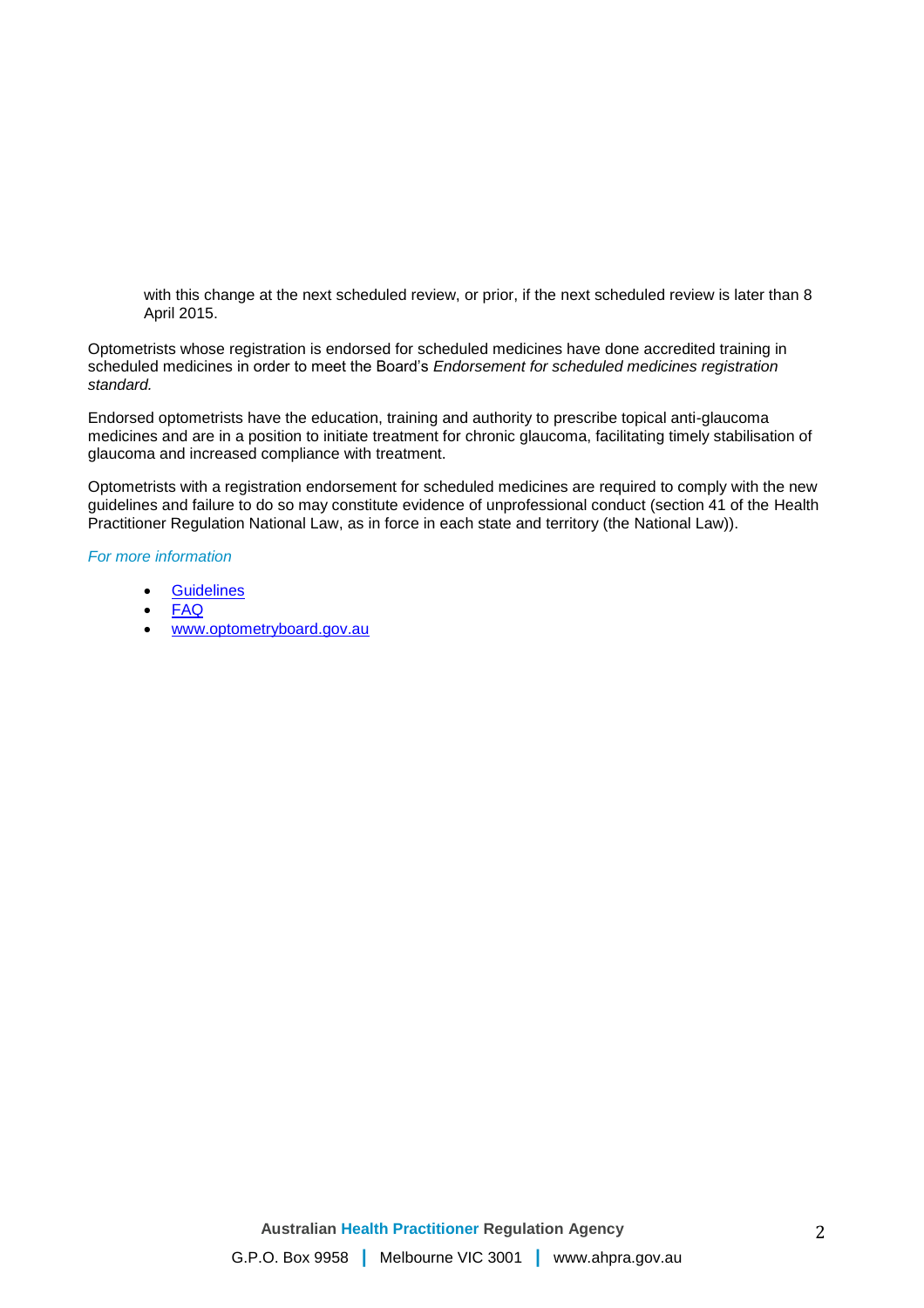with this change at the next scheduled review, or prior, if the next scheduled review is later than 8 April 2015.

Optometrists whose registration is endorsed for scheduled medicines have done accredited training in scheduled medicines in order to meet the Board's *Endorsement for scheduled medicines registration standard.*

Endorsed optometrists have the education, training and authority to prescribe topical anti-glaucoma medicines and are in a position to initiate treatment for chronic glaucoma, facilitating timely stabilisation of glaucoma and increased compliance with treatment.

Optometrists with a registration endorsement for scheduled medicines are required to comply with the new guidelines and failure to do so may constitute evidence of unprofessional conduct (section 41 of the Health Practitioner Regulation National Law, as in force in each state and territory (the National Law)).

*For more information*

- Guidelines
- FAQ
- www.optometryboard.gov.au

**Australian Health Practitioner Regulation Agency**

G.P.O. Box 9958 | Melbourne VIC 3001 | www.ahpra.gov.au